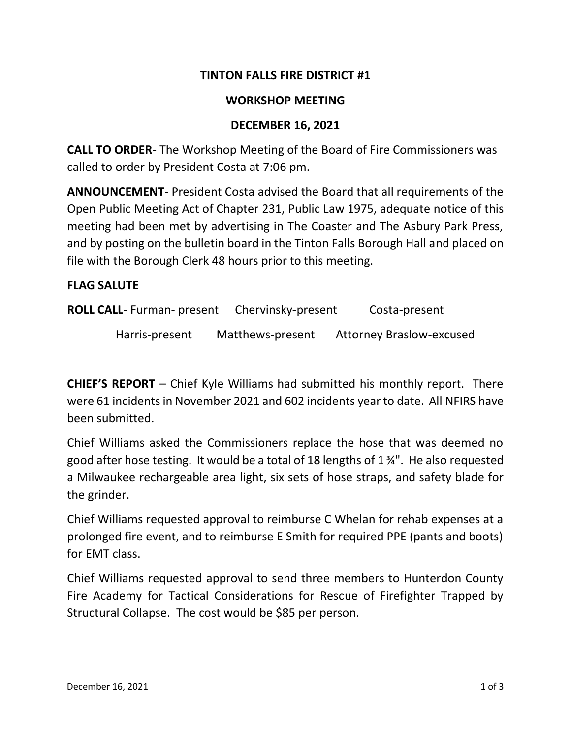# TINTON FALLS FIRE DISTRICT #1

## WORKSHOP MEETING

## DECEMBER 16, 2021

**CALL TO ORDER-** The Workshop Meeting of the Board of Fire Commissioners was called to order by President Costa at 7:06 pm.

**ANNOUNCEMENT-** President Costa advised the Board that all requirements of the Open Public Meeting Act of Chapter 231, Public Law 1975, adequate notice of this meeting had been met by advertising in The Coaster and The Asbury Park Press, and by posting on the bulletin board in the Tinton Falls Borough Hall and placed on file with the Borough Clerk 48 hours prior to this meeting.

**FLAG SALUTE**

**ROLL CALL-** Furman- present Chervinsky-present Costa-present
Harris-present Matthews-present Attorney Braslow-excused

**CHIEF'S REPORT** – Chief Kyle Williams had submitted his monthly report. There were 61 incidents in November 2021 and 602 incidents year to date. All NFIRS have been submitted.

Chief Williams asked the Commissioners replace the hose that was deemed no good after hose testing. It would be a total of 18 lengths of 1 ¾". He also requested a Milwaukee rechargeable area light, six sets of hose straps, and safety blade for the grinder.

Chief Williams requested approval to reimburse C Whelan for rehab expenses at a prolonged fire event, and to reimburse E Smith for required PPE (pants and boots) for EMT class.

Chief Williams requested approval to send three members to Hunterdon County Fire Academy for Tactical Considerations for Rescue of Firefighter Trapped by Structural Collapse. The cost would be $85 per person.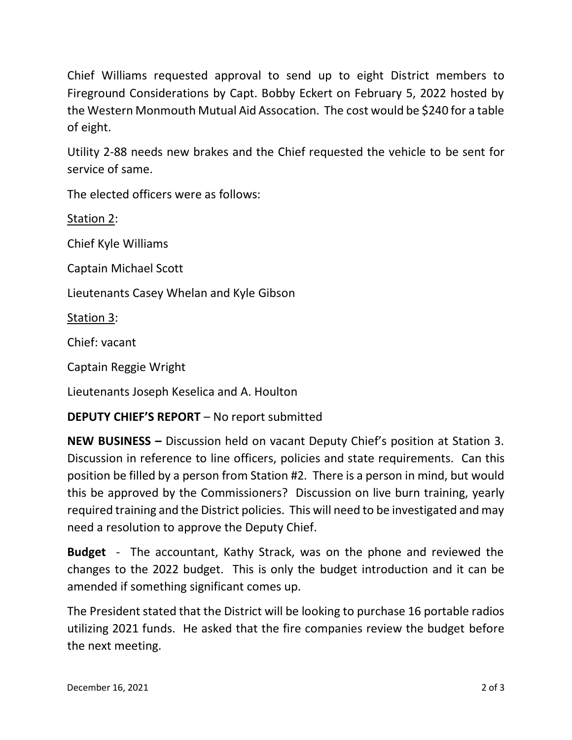Chief Williams requested approval to send up to eight District members to Fireground Considerations by Capt. Bobby Eckert on February 5, 2022 hosted by the Western Monmouth Mutual Aid Assocation. The cost would be $240 for a table of eight.

Utility 2-88 needs new brakes and the Chief requested the vehicle to be sent for service of same.

The elected officers were as follows:

<u>Station 2</u>:

Chief Kyle Williams

Captain Michael Scott

Lieutenants Casey Whelan and Kyle Gibson

<u>Station 3</u>:

Chief: vacant

Captain Reggie Wright

Lieutenants Joseph Keselica and A. Houlton

**DEPUTY CHIEF'S REPORT** – No report submitted

**NEW BUSINESS –** Discussion held on vacant Deputy Chief's position at Station 3. Discussion in reference to line officers, policies and state requirements. Can this position be filled by a person from Station #2. There is a person in mind, but would this be approved by the Commissioners? Discussion on live burn training, yearly required training and the District policies. This will need to be investigated and may need a resolution to approve the Deputy Chief.

**Budget** - The accountant, Kathy Strack, was on the phone and reviewed the changes to the 2022 budget. This is only the budget introduction and it can be amended if something significant comes up.

The President stated that the District will be looking to purchase 16 portable radios utilizing 2021 funds. He asked that the fire companies review the budget before the next meeting.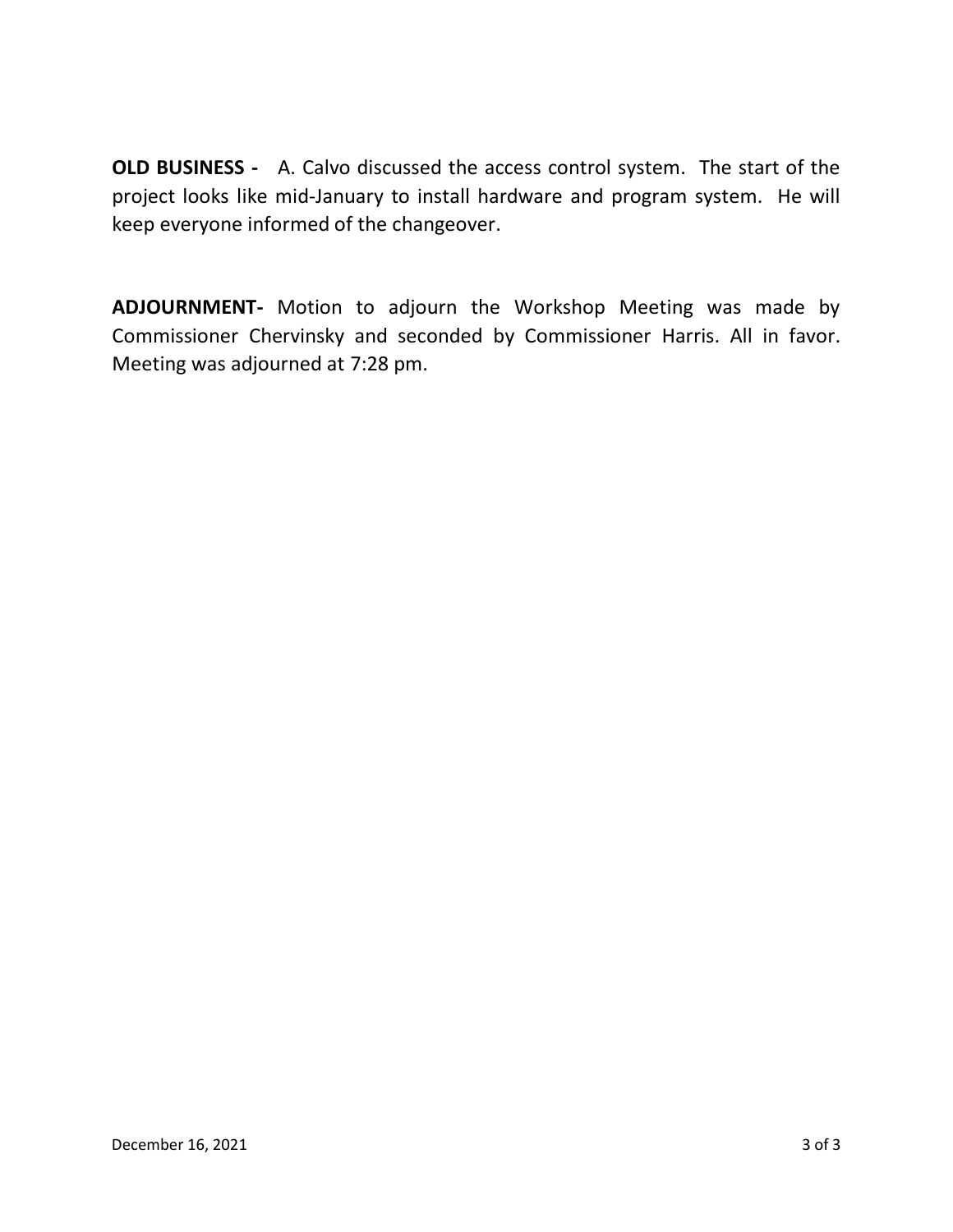**OLD BUSINESS -** A. Calvo discussed the access control system. The start of the project looks like mid-January to install hardware and program system. He will keep everyone informed of the changeover.

**ADJOURNMENT-** Motion to adjourn the Workshop Meeting was made by Commissioner Chervinsky and seconded by Commissioner Harris. All in favor. Meeting was adjourned at 7:28 pm.